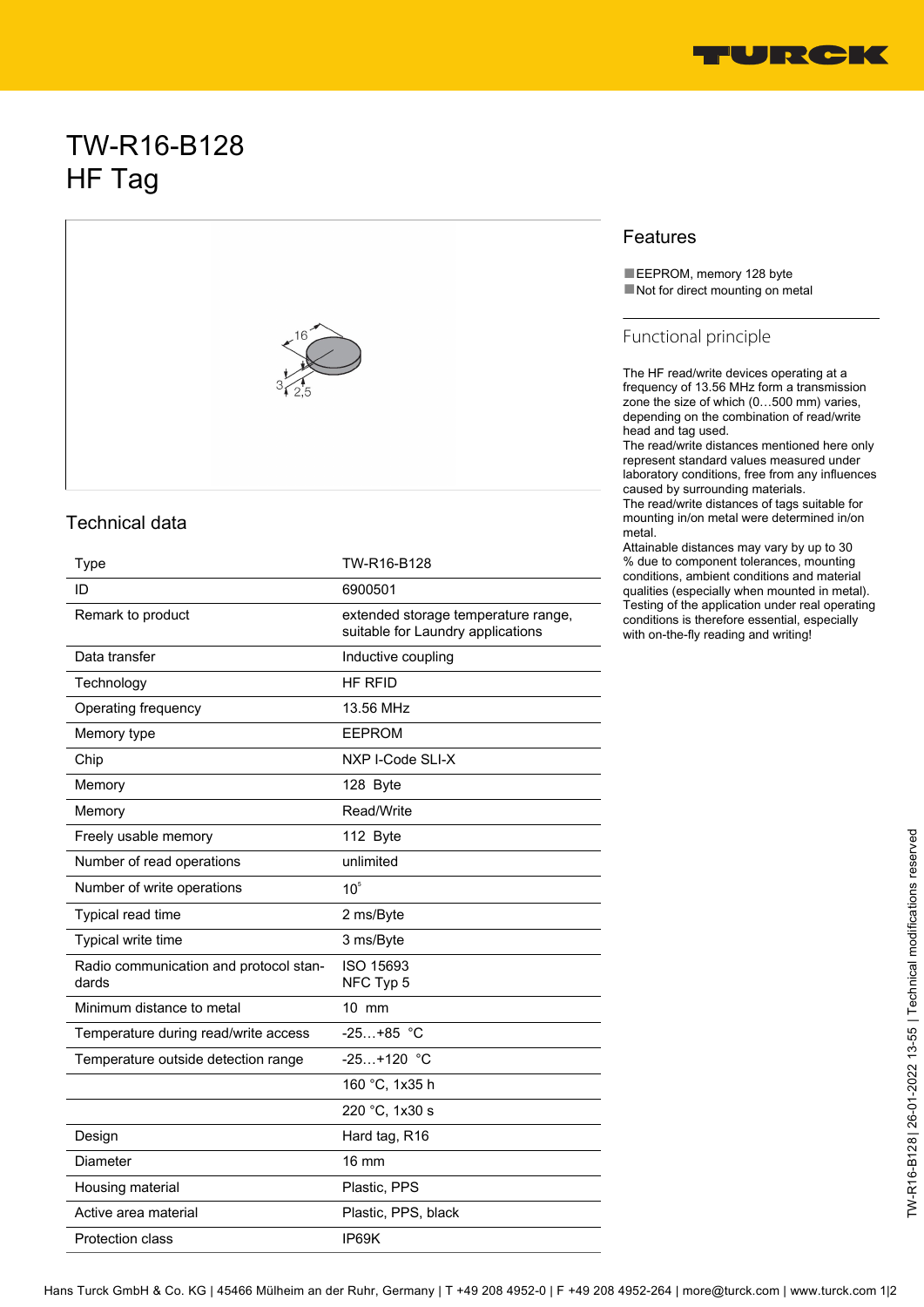# TW-R16-B128
HF Tag

## Features

- EEPROM, memory 128 byte
- Not for direct mounting on metal

## Functional principle

The HF read/write devices operating at a frequency of 13.56 MHz form a transmission zone the size of which (0…500 mm) varies, depending on the combination of read/write head and tag used.
The read/write distances mentioned here only represent standard values measured under laboratory conditions, free from any influences caused by surrounding materials.
The read/write distances of tags suitable for mounting in/on metal were determined in/on metal.
Attainable distances may vary by up to 30 % due to component tolerances, mounting conditions, ambient conditions and material qualities (especially when mounted in metal).
Testing of the application under real operating conditions is therefore essential, especially with on-the-fly reading and writing!

## Technical data

| | |
|---|---|
| Type | TW-R16-B128 |
| ID | 6900501 |
| Remark to product | extended storage temperature range, suitable for Laundry applications |
| Data transfer | Inductive coupling |
| Technology | HF RFID |
| Operating frequency | 13.56 MHz |
| Memory type | EEPROM |
| Chip | NXP I-Code SLI-X |
| Memory | 128 Byte |
| Memory | Read/Write |
| Freely usable memory | 112 Byte |
| Number of read operations | unlimited |
| Number of write operations | $10^5$ |
| Typical read time | 2 ms/Byte |
| Typical write time | 3 ms/Byte |
| Radio communication and protocol standards | ISO 15693<br>NFC Typ 5 |
| Minimum distance to metal | 10 mm |
| Temperature during read/write access | -25…+85 °C |
| Temperature outside detection range | -25…+120 °C |
| | 160 °C, 1x35 h |
| | 220 °C, 1x30 s |
| Design | Hard tag, R16 |
| Diameter | 16 mm |
| Housing material | Plastic, PPS |
| Active area material | Plastic, PPS, black |
| Protection class | IP69K |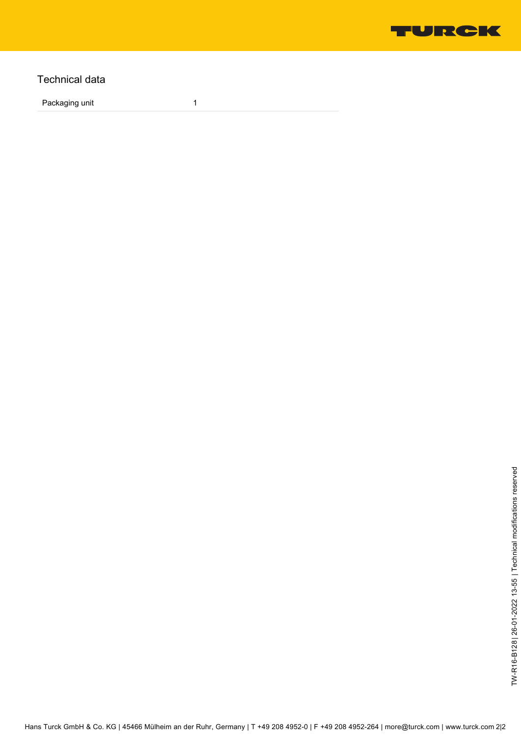## Technical data

| | |
|---|---|
| Packaging unit | 1 |